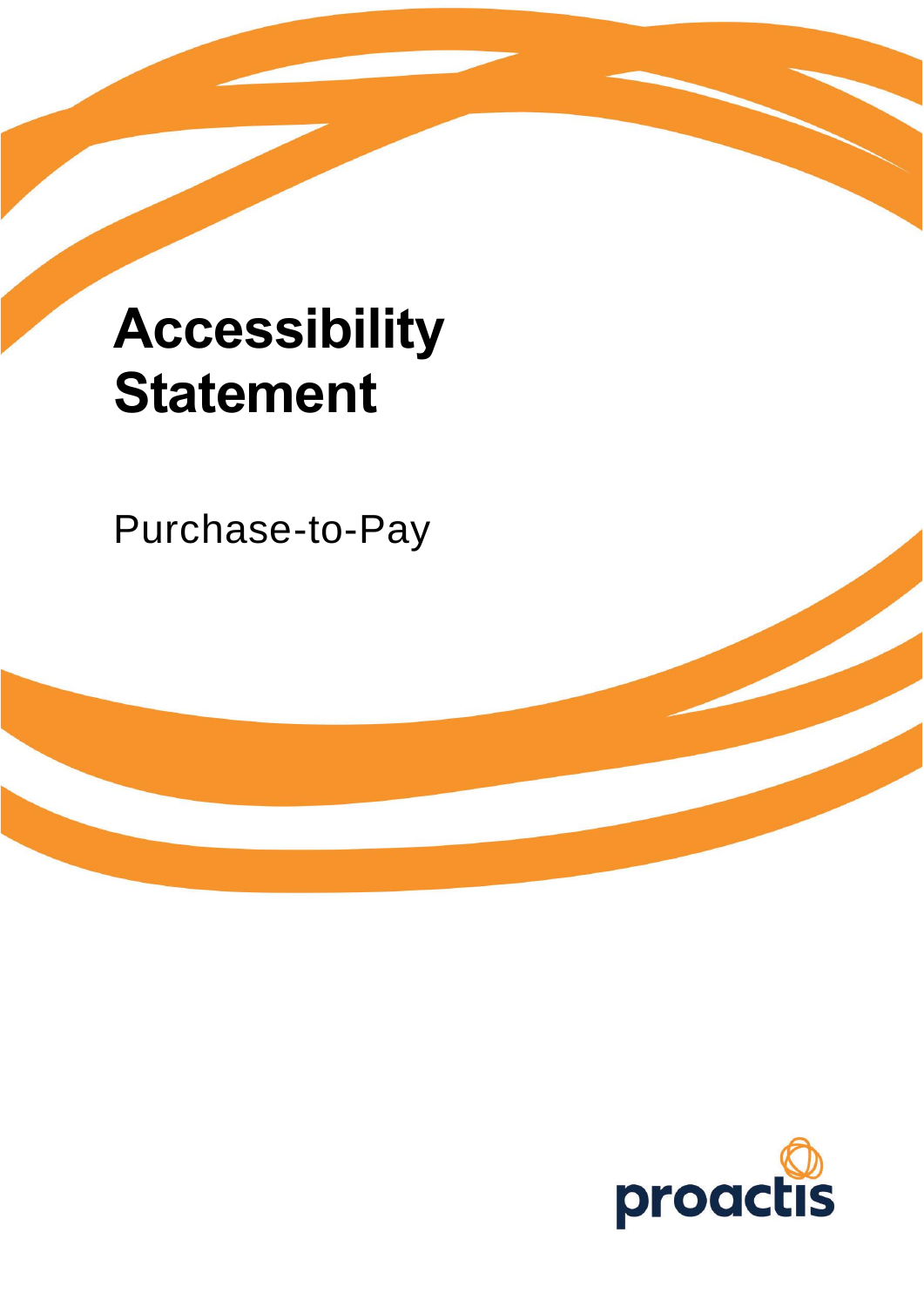# Accessibility Statement

Purchase-to-Pay

proactis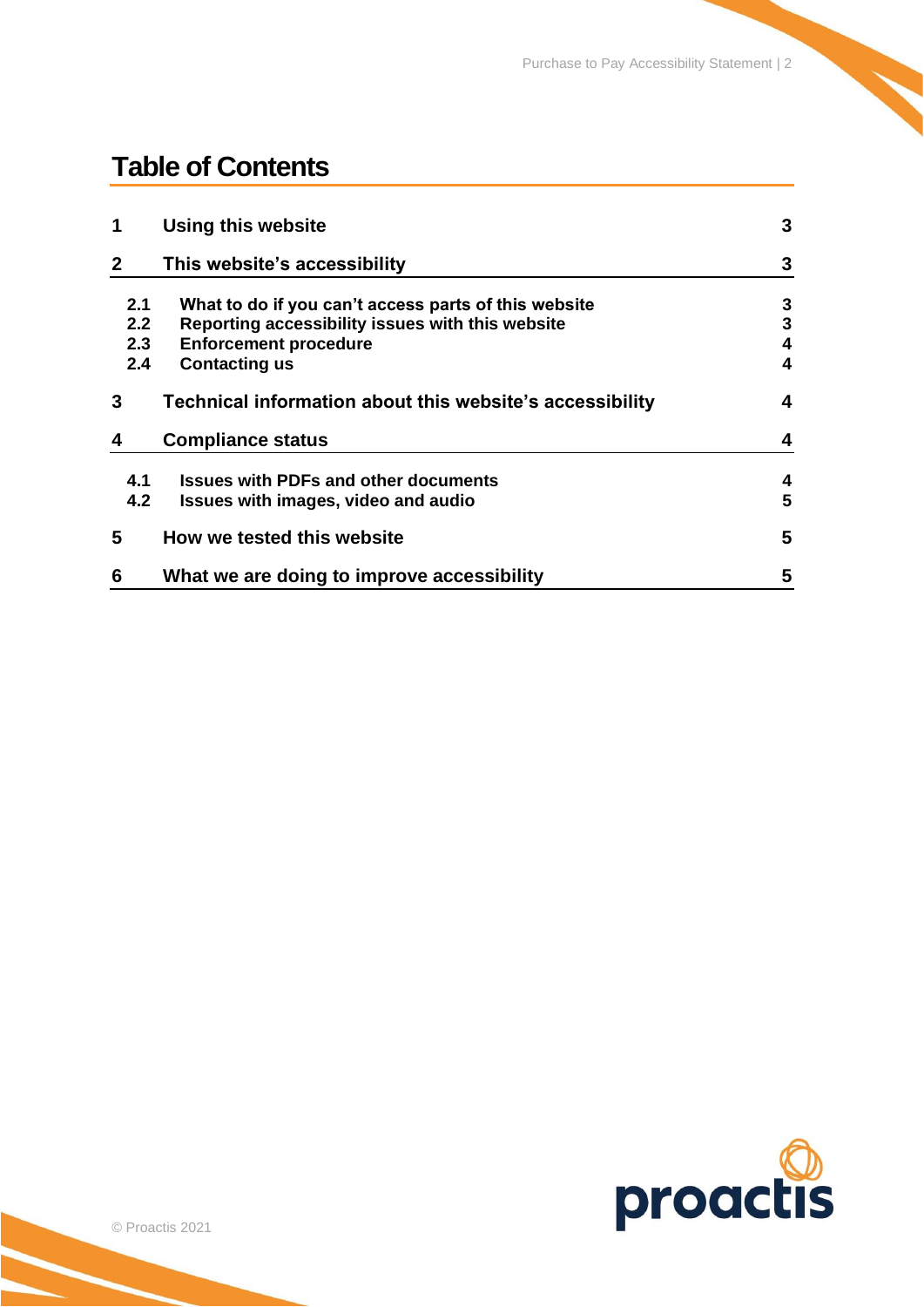# Table of Contents

| | | |
|---|---|---|
| **1** | **Using this website** | **3** |
| **2** | **This website's accessibility** | **3** |
| **2.1** | **What to do if you can't access parts of this website** | **3** |
| **2.2** | **Reporting accessibility issues with this website** | **3** |
| **2.3** | **Enforcement procedure** | **4** |
| **2.4** | **Contacting us** | **4** |
| **3** | **Technical information about this website's accessibility** | **4** |
| **4** | **Compliance status** | **4** |
| **4.1** | **Issues with PDFs and other documents** | **4** |
| **4.2** | **Issues with images, video and audio** | **5** |
| **5** | **How we tested this website** | **5** |
| **6** | **What we are doing to improve accessibility** | **5** |

© Proactis 2021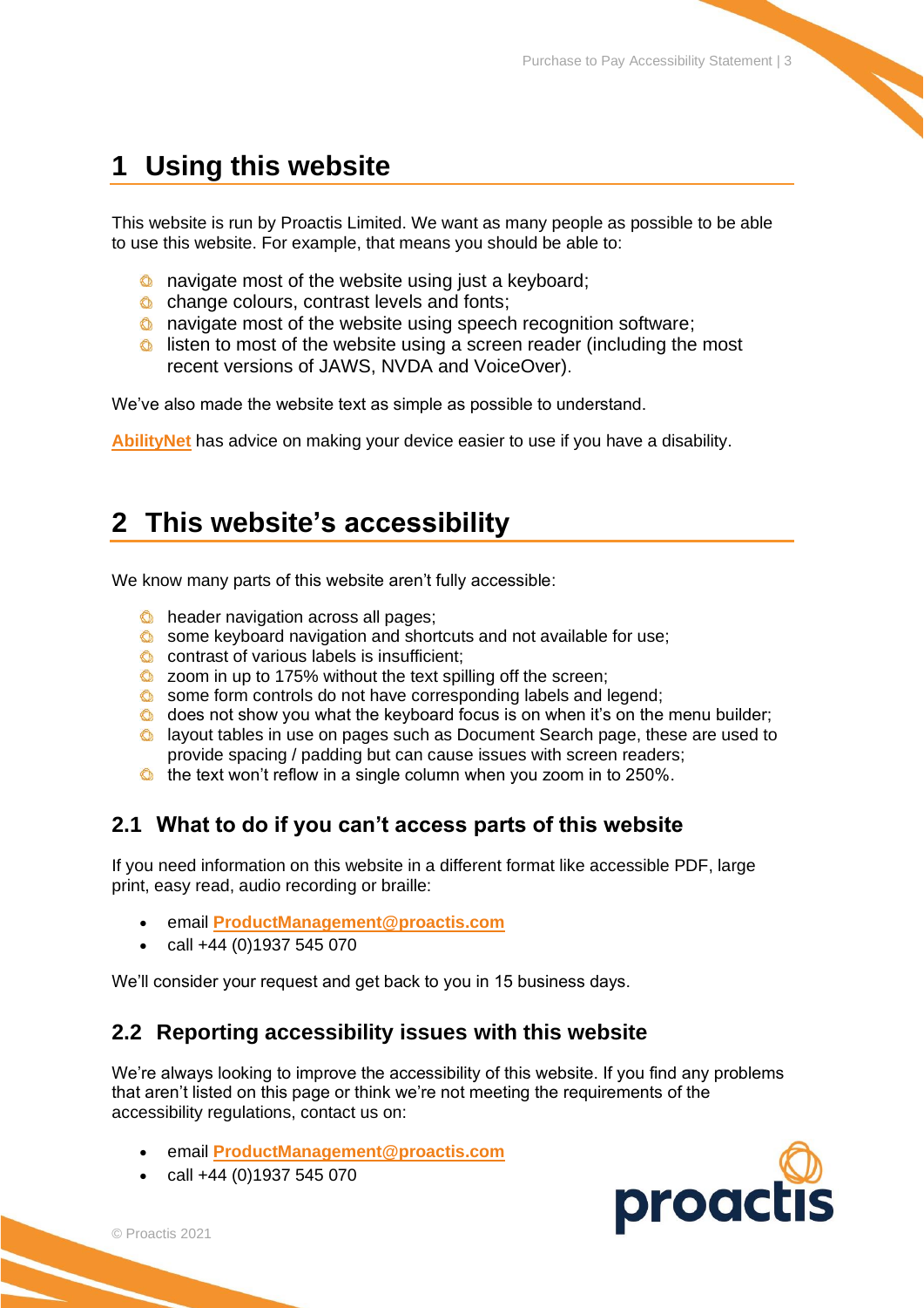# 1 Using this website

This website is run by Proactis Limited. We want as many people as possible to be able to use this website. For example, that means you should be able to:

- navigate most of the website using just a keyboard;
- change colours, contrast levels and fonts;
- navigate most of the website using speech recognition software;
- listen to most of the website using a screen reader (including the most recent versions of JAWS, NVDA and VoiceOver).

We've also made the website text as simple as possible to understand.

**AbilityNet** has advice on making your device easier to use if you have a disability.

# 2 This website's accessibility

We know many parts of this website aren't fully accessible:

- header navigation across all pages;
- some keyboard navigation and shortcuts and not available for use;
- contrast of various labels is insufficient;
- zoom in up to 175% without the text spilling off the screen;
- some form controls do not have corresponding labels and legend;
- does not show you what the keyboard focus is on when it's on the menu builder;
- layout tables in use on pages such as Document Search page, these are used to provide spacing / padding but can cause issues with screen readers;
- the text won't reflow in a single column when you zoom in to 250%.

## 2.1 What to do if you can't access parts of this website

If you need information on this website in a different format like accessible PDF, large print, easy read, audio recording or braille:

- email **ProductManagement@proactis.com**
- call +44 (0)1937 545 070

We'll consider your request and get back to you in 15 business days.

## 2.2 Reporting accessibility issues with this website

We're always looking to improve the accessibility of this website. If you find any problems that aren't listed on this page or think we're not meeting the requirements of the accessibility regulations, contact us on:

- email **ProductManagement@proactis.com**
- call +44 (0)1937 545 070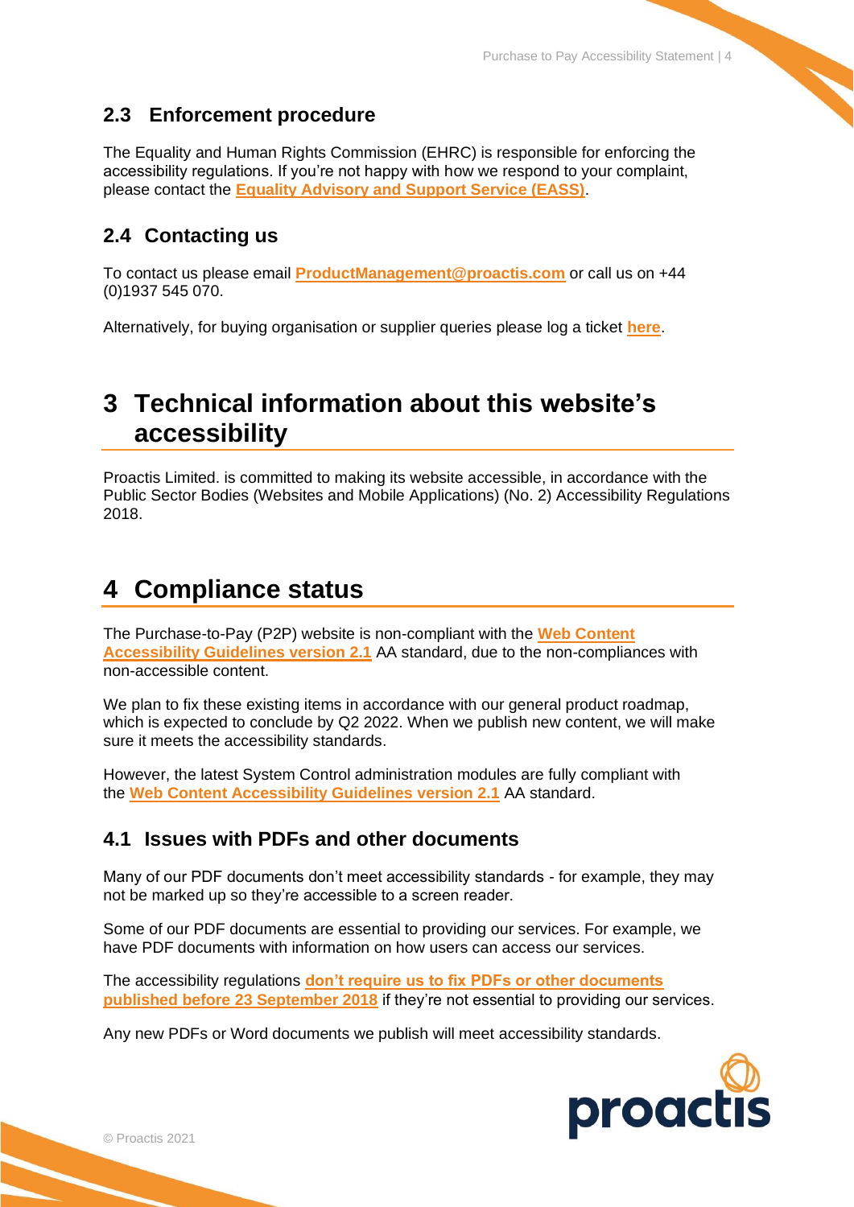### 2.3 Enforcement procedure

The Equality and Human Rights Commission (EHRC) is responsible for enforcing the accessibility regulations. If you're not happy with how we respond to your complaint, please contact the **Equality Advisory and Support Service (EASS)**.

### 2.4 Contacting us

To contact us please email **ProductManagement@proactis.com** or call us on +44 (0)1937 545 070.

Alternatively, for buying organisation or supplier queries please log a ticket **here**.

## 3 Technical information about this website's accessibility

Proactis Limited. is committed to making its website accessible, in accordance with the Public Sector Bodies (Websites and Mobile Applications) (No. 2) Accessibility Regulations 2018.

## 4 Compliance status

The Purchase-to-Pay (P2P) website is non-compliant with the **Web Content Accessibility Guidelines version 2.1** AA standard, due to the non-compliances with non-accessible content.

We plan to fix these existing items in accordance with our general product roadmap, which is expected to conclude by Q2 2022. When we publish new content, we will make sure it meets the accessibility standards.

However, the latest System Control administration modules are fully compliant with the **Web Content Accessibility Guidelines version 2.1** AA standard.

### 4.1 Issues with PDFs and other documents

Many of our PDF documents don't meet accessibility standards - for example, they may not be marked up so they're accessible to a screen reader.

Some of our PDF documents are essential to providing our services. For example, we have PDF documents with information on how users can access our services.

The accessibility regulations **don't require us to fix PDFs or other documents published before 23 September 2018** if they're not essential to providing our services.

Any new PDFs or Word documents we publish will meet accessibility standards.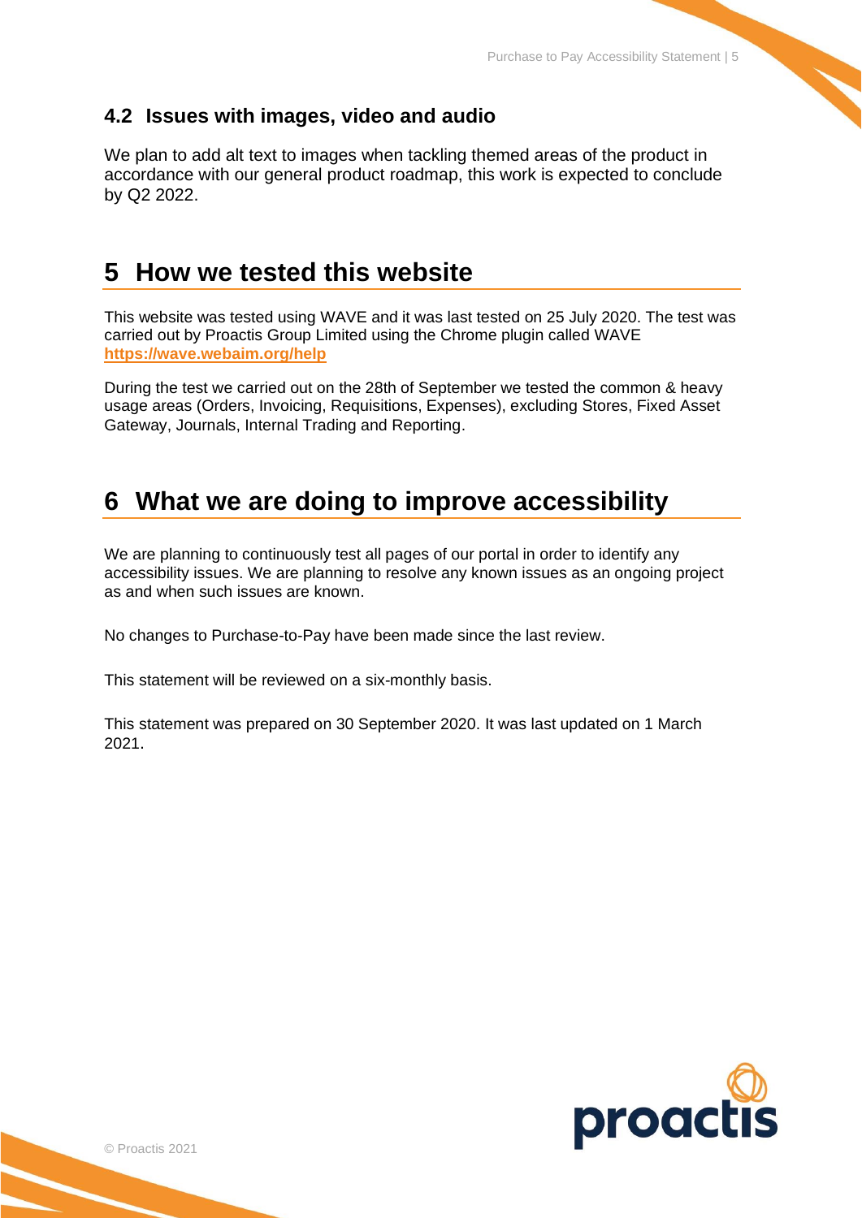### 4.2 Issues with images, video and audio

We plan to add alt text to images when tackling themed areas of the product in accordance with our general product roadmap, this work is expected to conclude by Q2 2022.

## 5 How we tested this website

This website was tested using WAVE and it was last tested on 25 July 2020. The test was carried out by Proactis Group Limited using the Chrome plugin called WAVE **https://wave.webaim.org/help**

During the test we carried out on the 28th of September we tested the common & heavy usage areas (Orders, Invoicing, Requisitions, Expenses), excluding Stores, Fixed Asset Gateway, Journals, Internal Trading and Reporting.

## 6 What we are doing to improve accessibility

We are planning to continuously test all pages of our portal in order to identify any accessibility issues. We are planning to resolve any known issues as an ongoing project as and when such issues are known.

No changes to Purchase-to-Pay have been made since the last review.

This statement will be reviewed on a six-monthly basis.

This statement was prepared on 30 September 2020. It was last updated on 1 March 2021.